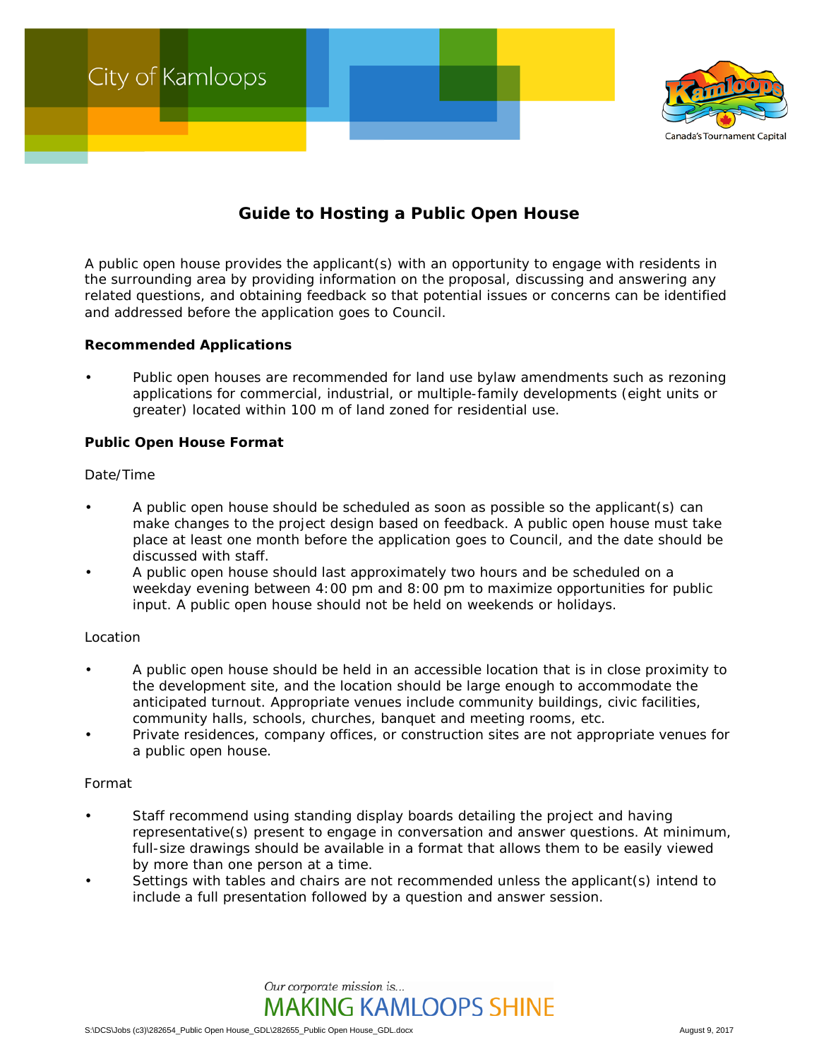# Guide to Hosting a Public Open House

A public open house provides the applicant(s) with an opportunity to engage with residents in the surrounding area by providing information on the proposal, discussing and answering any related questions, and obtaining feedback so that potential issues or concerns can be identified and addressed before the application goes to Council.

**Recommended Applications**

- Public open houses are recommended for land use bylaw amendments such as rezoning applications for commercial, industrial, or multiple-family developments (eight units or greater) located within 100 m of land zoned for residential use.

**Public Open House Format**

Date/Time

- A public open house should be scheduled as soon as possible so the applicant(s) can make changes to the project design based on feedback. A public open house must take place at least one month before the application goes to Council, and the date should be discussed with staff.
- A public open house should last approximately two hours and be scheduled on a weekday evening between 4:00 pm and 8:00 pm to maximize opportunities for public input. A public open house should not be held on weekends or holidays.

Location

- A public open house should be held in an accessible location that is in close proximity to the development site, and the location should be large enough to accommodate the anticipated turnout. Appropriate venues include community buildings, civic facilities, community halls, schools, churches, banquet and meeting rooms, etc.
- Private residences, company offices, or construction sites are not appropriate venues for a public open house.

Format

- Staff recommend using standing display boards detailing the project and having representative(s) present to engage in conversation and answer questions. At minimum, full-size drawings should be available in a format that allows them to be easily viewed by more than one person at a time.
- Settings with tables and chairs are not recommended unless the applicant(s) intend to include a full presentation followed by a question and answer session.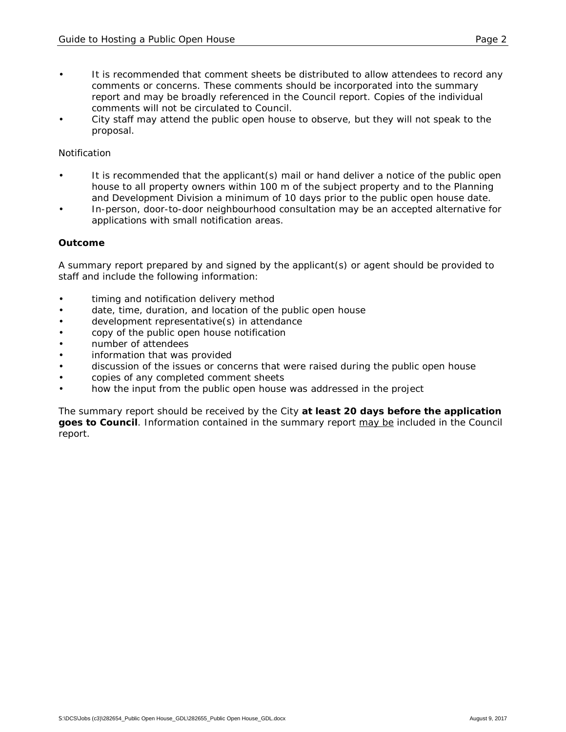- It is recommended that comment sheets be distributed to allow attendees to record any comments or concerns. These comments should be incorporated into the summary report and may be broadly referenced in the Council report. Copies of the individual comments will not be circulated to Council.
- City staff may attend the public open house to observe, but they will not speak to the proposal.

Notification

- It is recommended that the applicant(s) mail or hand deliver a notice of the public open house to all property owners within 100 m of the subject property and to the Planning and Development Division a minimum of 10 days prior to the public open house date.
- In-person, door-to-door neighbourhood consultation may be an accepted alternative for applications with small notification areas.

**Outcome**

A summary report prepared by and signed by the applicant(s) or agent should be provided to staff and include the following information:

- timing and notification delivery method
- date, time, duration, and location of the public open house
- development representative(s) in attendance
- copy of the public open house notification
- number of attendees
- information that was provided
- discussion of the issues or concerns that were raised during the public open house
- copies of any completed comment sheets
- how the input from the public open house was addressed in the project

The summary report should be received by the City **at least 20 days before the application goes to Council**. Information contained in the summary report may be included in the Council report.